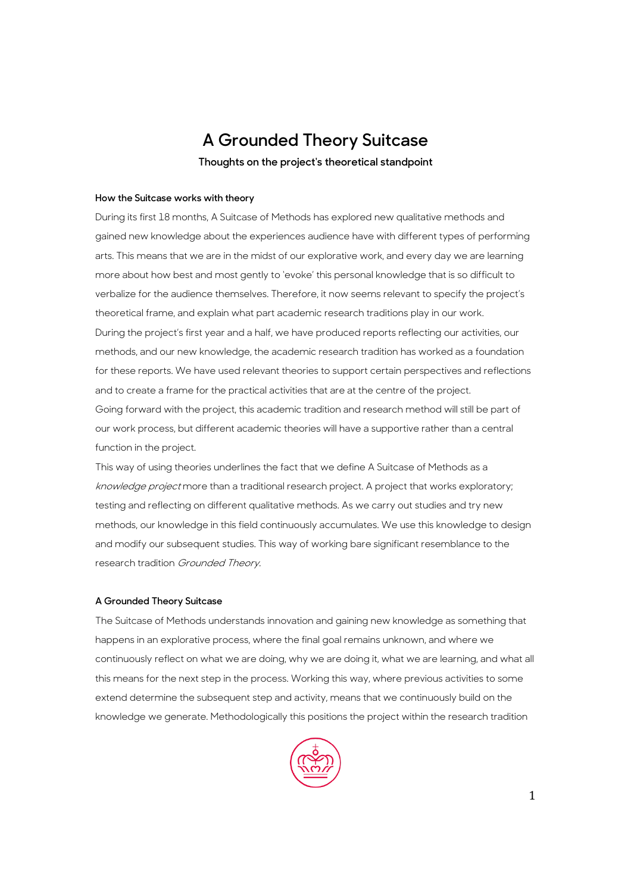# A Grounded Theory Suitcase

**Thoughts on the project's theoretical standpoint**

### How the Suitcase works with theory

During its first 18 months, A Suitcase of Methods has explored new qualitative methods and gained new knowledge about the experiences audience have with different types of performing arts. This means that we are in the midst of our explorative work, and every day we are learning more about how best and most gently to 'evoke' this personal knowledge that is so difficult to verbalize for the audience themselves. Therefore, it now seems relevant to specify the project's theoretical frame, and explain what part academic research traditions play in our work.

During the project's first year and a half, we have produced reports reflecting our activities, our methods, and our new knowledge, the academic research tradition has worked as a foundation for these reports. We have used relevant theories to support certain perspectives and reflections and to create a frame for the practical activities that are at the centre of the project.

Going forward with the project, this academic tradition and research method will still be part of our work process, but different academic theories will have a supportive rather than a central function in the project.

This way of using theories underlines the fact that we define A Suitcase of Methods as a *knowledge project* more than a traditional research project. A project that works exploratory; testing and reflecting on different qualitative methods. As we carry out studies and try new methods, our knowledge in this field continuously accumulates. We use this knowledge to design and modify our subsequent studies. This way of working bare significant resemblance to the research tradition *Grounded Theory*.

### A Grounded Theory Suitcase

The Suitcase of Methods understands innovation and gaining new knowledge as something that happens in an explorative process, where the final goal remains unknown, and where we continuously reflect on what we are doing, why we are doing it, what we are learning, and what all this means for the next step in the process. Working this way, where previous activities to some extend determine the subsequent step and activity, means that we continuously build on the knowledge we generate. Methodologically this positions the project within the research tradition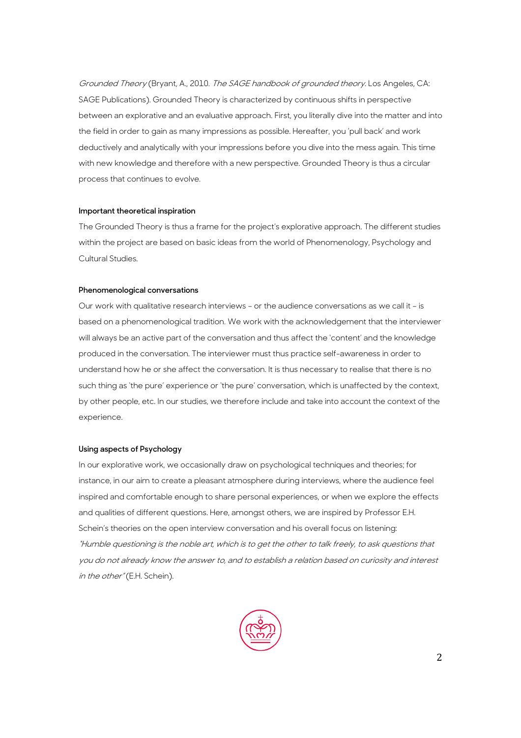*Grounded Theory* (Bryant, A., 2010. *The SAGE handbook of grounded theory.* Los Angeles, CA: SAGE Publications). Grounded Theory is characterized by continuous shifts in perspective between an explorative and an evaluative approach. First, you literally dive into the matter and into the field in order to gain as many impressions as possible. Hereafter, you 'pull back' and work deductively and analytically with your impressions before you dive into the mess again. This time with new knowledge and therefore with a new perspective. Grounded Theory is thus a circular process that continues to evolve.

**Important theoretical inspiration**

The Grounded Theory is thus a frame for the project's explorative approach. The different studies within the project are based on basic ideas from the world of Phenomenology, Psychology and Cultural Studies.

**Phenomenological conversations**

Our work with qualitative research interviews – or the audience conversations as we call it – is based on a phenomenological tradition. We work with the acknowledgement that the interviewer will always be an active part of the conversation and thus affect the 'content' and the knowledge produced in the conversation. The interviewer must thus practice self-awareness in order to understand how he or she affect the conversation. It is thus necessary to realise that there is no such thing as 'the pure' experience or 'the pure' conversation, which is unaffected by the context, by other people, etc. In our studies, we therefore include and take into account the context of the experience.

**Using aspects of Psychology**

In our explorative work, we occasionally draw on psychological techniques and theories; for instance, in our aim to create a pleasant atmosphere during interviews, where the audience feel inspired and comfortable enough to share personal experiences, or when we explore the effects and qualities of different questions. Here, amongst others, we are inspired by Professor E.H. Schein's theories on the open interview conversation and his overall focus on listening: *"Humble questioning is the noble art, which is to get the other to talk freely, to ask questions that you do not already know the answer to, and to establish a relation based on curiosity and interest in the other"* (E.H. Schein).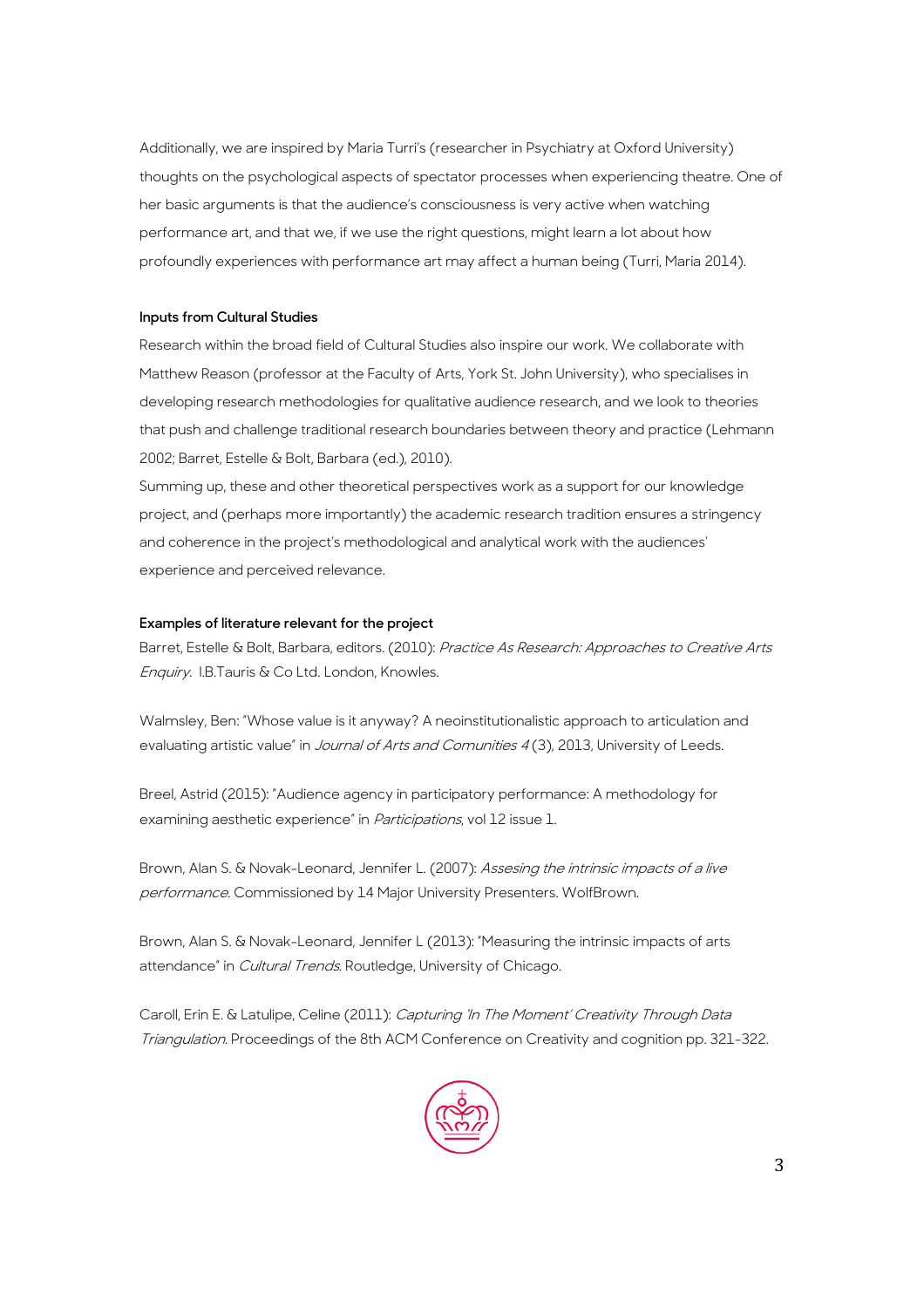Additionally, we are inspired by Maria Turri's (researcher in Psychiatry at Oxford University) thoughts on the psychological aspects of spectator processes when experiencing theatre. One of her basic arguments is that the audience's consciousness is very active when watching performance art, and that we, if we use the right questions, might learn a lot about how profoundly experiences with performance art may affect a human being (Turri, Maria 2014).

**Inputs from Cultural Studies**

Research within the broad field of Cultural Studies also inspire our work. We collaborate with Matthew Reason (professor at the Faculty of Arts, York St. John University), who specialises in developing research methodologies for qualitative audience research, and we look to theories that push and challenge traditional research boundaries between theory and practice (Lehmann 2002; Barret, Estelle & Bolt, Barbara (ed.), 2010).

Summing up, these and other theoretical perspectives work as a support for our knowledge project, and (perhaps more importantly) the academic research tradition ensures a stringency and coherence in the project's methodological and analytical work with the audiences' experience and perceived relevance.

**Examples of literature relevant for the project**

Barret, Estelle & Bolt, Barbara, editors. (2010): *Practice As Research: Approaches to Creative Arts Enquiry*. I.B.Tauris & Co Ltd. London, Knowles.

Walmsley, Ben: "Whose value is it anyway? A neoinstitutionalistic approach to articulation and evaluating artistic value" in *Journal of Arts and Comunities 4* (3), 2013, University of Leeds.

Breel, Astrid (2015): "Audience agency in participatory performance: A methodology for examining aesthetic experience" in *Participations*, vol 12 issue 1.

Brown, Alan S. & Novak-Leonard, Jennifer L. (2007): *Assesing the intrinsic impacts of a live performance*. Commissioned by 14 Major University Presenters. WolfBrown.

Brown, Alan S. & Novak-Leonard, Jennifer L (2013): "Measuring the intrinsic impacts of arts attendance" in *Cultural Trends*. Routledge, University of Chicago.

Caroll, Erin E. & Latulipe, Celine (2011): *Capturing 'In The Moment' Creativity Through Data Triangulation*. Proceedings of the 8th ACM Conference on Creativity and cognition pp. 321-322.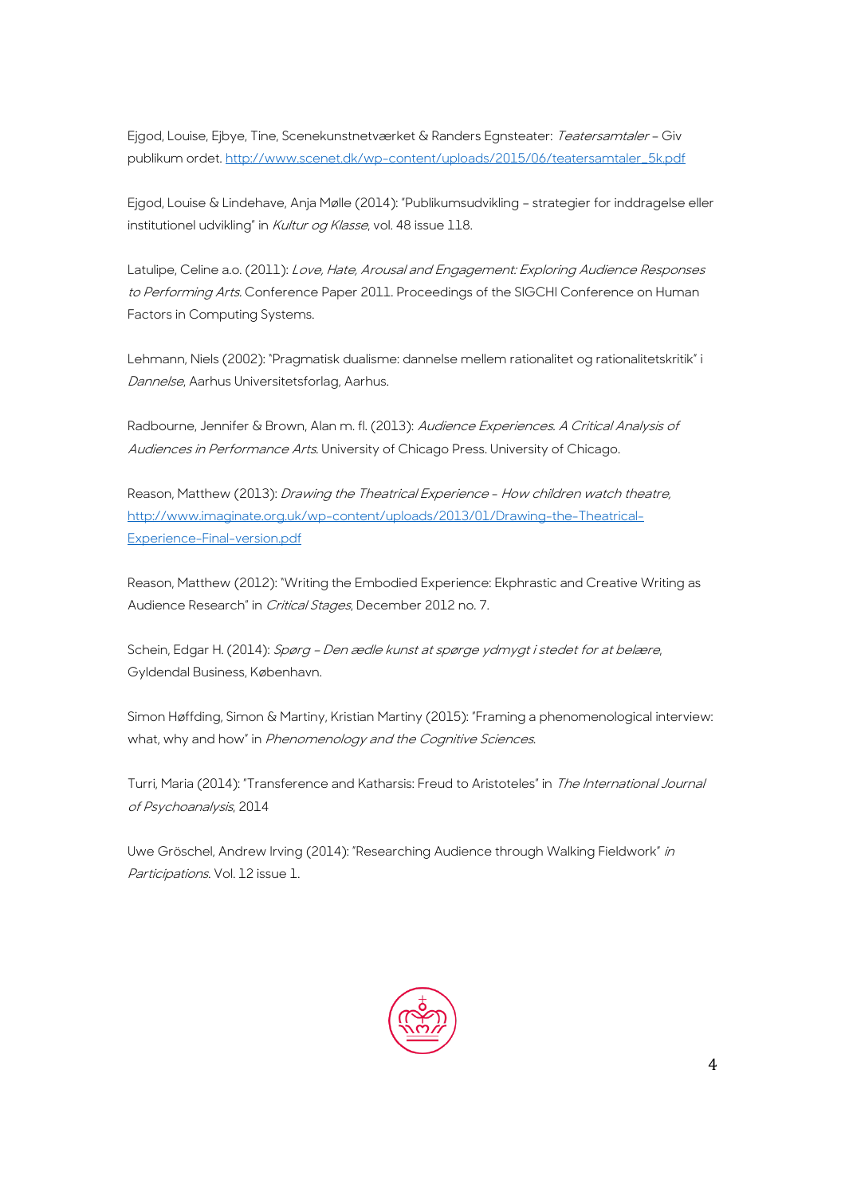Ejgod, Louise, Ejbye, Tine, Scenekunstnetværket & Randers Egnsteater: *Teatersamtaler* – Giv publikum ordet. http://www.scenet.dk/wp-content/uploads/2015/06/teatersamtaler_5k.pdf

Ejgod, Louise & Lindehave, Anja Mølle (2014): "Publikumsudvikling – strategier for inddragelse eller institutionel udvikling" in *Kultur og Klasse*, vol. 48 issue 118.

Latulipe, Celine a.o. (2011): *Love, Hate, Arousal and Engagement: Exploring Audience Responses to Performing Arts*. Conference Paper 2011. Proceedings of the SIGCHI Conference on Human Factors in Computing Systems.

Lehmann, Niels (2002): "Pragmatisk dualisme: dannelse mellem rationalitet og rationalitetskritik" i *Dannelse*, Aarhus Universitetsforlag, Aarhus.

Radbourne, Jennifer & Brown, Alan m. fl. (2013): *Audience Experiences. A Critical Analysis of Audiences in Performance Arts*. University of Chicago Press. University of Chicago.

Reason, Matthew (2013): *Drawing the Theatrical Experience - How children watch theatre*, http://www.imaginate.org.uk/wp-content/uploads/2013/01/Drawing-the-Theatrical-Experience-Final-version.pdf

Reason, Matthew (2012): "Writing the Embodied Experience: Ekphrastic and Creative Writing as Audience Research" in *Critical Stages*, December 2012 no. 7.

Schein, Edgar H. (2014): *Spørg – Den ædle kunst at spørge ydmygt i stedet for at belære*, Gyldendal Business, København.

Simon Høffding, Simon & Martiny, Kristian Martiny (2015): "Framing a phenomenological interview: what, why and how" in *Phenomenology and the Cognitive Sciences*.

Turri, Maria (2014): "Transference and Katharsis: Freud to Aristoteles" in *The International Journal of Psychoanalysis*, 2014

Uwe Gröschel, Andrew Irving (2014): "Researching Audience through Walking Fieldwork" *in Participations*. Vol. 12 issue 1.